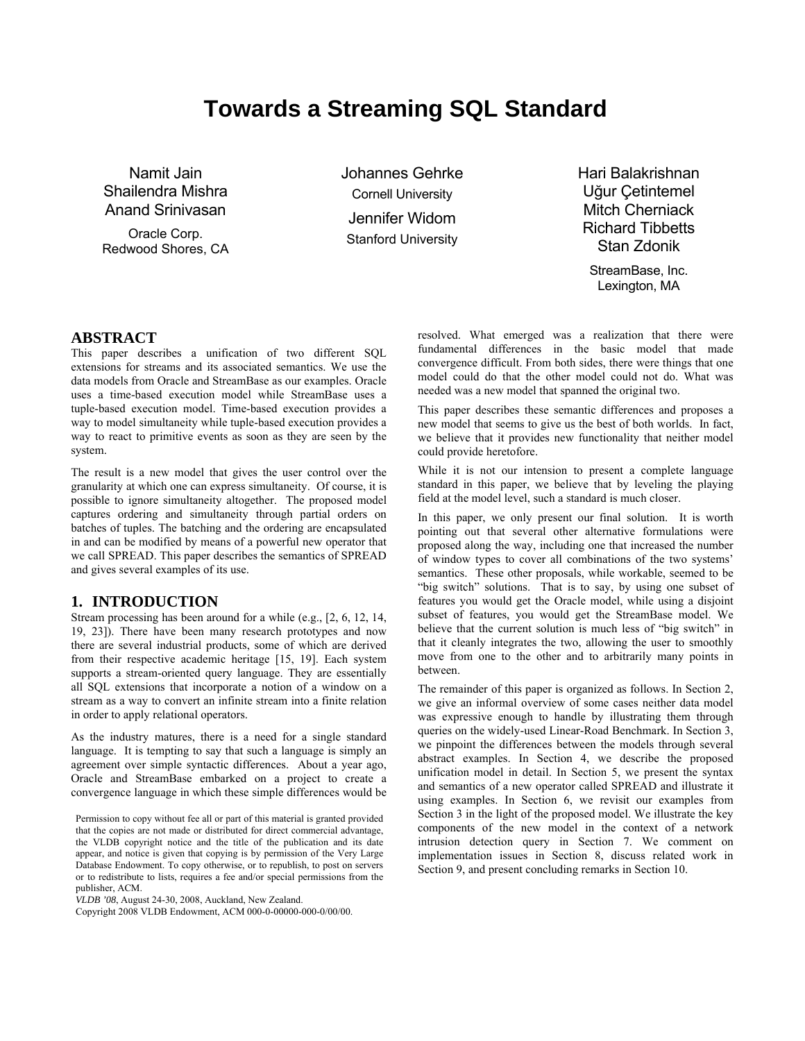# Towards a Streaming SQL Standard

Namit Jain
Shailendra Mishra
Anand Srinivasan

Oracle Corp.
Redwood Shores, CA

Johannes Gehrke
Cornell University

Jennifer Widom
Stanford University

Hari Balakrishnan
Uğur Çetintemel
Mitch Cherniack
Richard Tibbetts
Stan Zdonik

StreamBase, Inc.
Lexington, MA

## ABSTRACT

This paper describes a unification of two different SQL extensions for streams and its associated semantics. We use the data models from Oracle and StreamBase as our examples. Oracle uses a time-based execution model while StreamBase uses a tuple-based execution model. Time-based execution provides a way to model simultaneity while tuple-based execution provides a way to react to primitive events as soon as they are seen by the system.

The result is a new model that gives the user control over the granularity at which one can express simultaneity. Of course, it is possible to ignore simultaneity altogether. The proposed model captures ordering and simultaneity through partial orders on batches of tuples. The batching and the ordering are encapsulated in and can be modified by means of a powerful new operator that we call SPREAD. This paper describes the semantics of SPREAD and gives several examples of its use.

## 1. INTRODUCTION

Stream processing has been around for a while (e.g., [2, 6, 12, 14, 19, 23]). There have been many research prototypes and now there are several industrial products, some of which are derived from their respective academic heritage [15, 19]. Each system supports a stream-oriented query language. They are essentially all SQL extensions that incorporate a notion of a window on a stream as a way to convert an infinite stream into a finite relation in order to apply relational operators.

As the industry matures, there is a need for a single standard language. It is tempting to say that such a language is simply an agreement over simple syntactic differences. About a year ago, Oracle and StreamBase embarked on a project to create a convergence language in which these simple differences would be resolved. What emerged was a realization that there were fundamental differences in the basic model that made convergence difficult. From both sides, there were things that one model could do that the other model could not do. What was needed was a new model that spanned the original two.

This paper describes these semantic differences and proposes a new model that seems to give us the best of both worlds. In fact, we believe that it provides new functionality that neither model could provide heretofore.

While it is not our intension to present a complete language standard in this paper, we believe that by leveling the playing field at the model level, such a standard is much closer.

In this paper, we only present our final solution. It is worth pointing out that several other alternative formulations were proposed along the way, including one that increased the number of window types to cover all combinations of the two systems' semantics. These other proposals, while workable, seemed to be "big switch" solutions. That is to say, by using one subset of features you would get the Oracle model, while using a disjoint subset of features, you would get the StreamBase model. We believe that the current solution is much less of "big switch" in that it cleanly integrates the two, allowing the user to smoothly move from one to the other and to arbitrarily many points in between.

The remainder of this paper is organized as follows. In Section 2, we give an informal overview of some cases neither data model was expressive enough to handle by illustrating them through queries on the widely-used Linear-Road Benchmark. In Section 3, we pinpoint the differences between the models through several abstract examples. In Section 4, we describe the proposed unification model in detail. In Section 5, we present the syntax and semantics of a new operator called SPREAD and illustrate it using examples. In Section 6, we revisit our examples from Section 3 in the light of the proposed model. We illustrate the key components of the new model in the context of a network intrusion detection query in Section 7. We comment on implementation issues in Section 8, discuss related work in Section 9, and present concluding remarks in Section 10.

Permission to copy without fee all or part of this material is granted provided that the copies are not made or distributed for direct commercial advantage, the VLDB copyright notice and the title of the publication and its date appear, and notice is given that copying is by permission of the Very Large Database Endowment. To copy otherwise, or to republish, to post on servers or to redistribute to lists, requires a fee and/or special permissions from the publisher, ACM.

*VLDB '08*, August 24-30, 2008, Auckland, New Zealand.

Copyright 2008 VLDB Endowment, ACM 000-0-00000-000-0/00/00.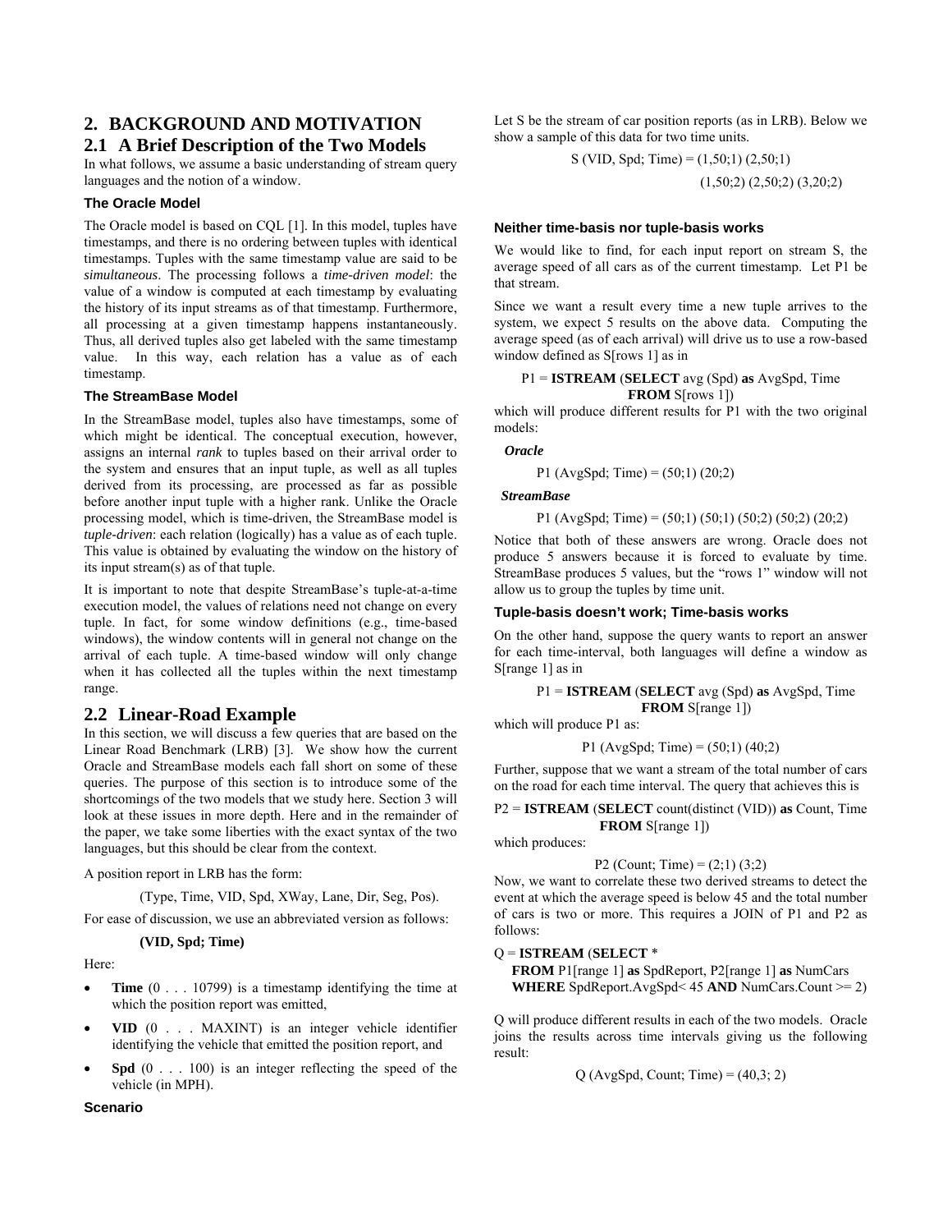## 2. BACKGROUND AND MOTIVATION

## 2.1 A Brief Description of the Two Models

In what follows, we assume a basic understanding of stream query languages and the notion of a window.

### The Oracle Model

The Oracle model is based on CQL [1]. In this model, tuples have timestamps, and there is no ordering between tuples with identical timestamps. Tuples with the same timestamp value are said to be *simultaneous*. The processing follows a *time-driven model*: the value of a window is computed at each timestamp by evaluating the history of its input streams as of that timestamp. Furthermore, all processing at a given timestamp happens instantaneously. Thus, all derived tuples also get labeled with the same timestamp value. In this way, each relation has a value as of each timestamp.

### The StreamBase Model

In the StreamBase model, tuples also have timestamps, some of which might be identical. The conceptual execution, however, assigns an internal *rank* to tuples based on their arrival order to the system and ensures that an input tuple, as well as all tuples derived from its processing, are processed as far as possible before another input tuple with a higher rank. Unlike the Oracle processing model, which is time-driven, the StreamBase model is *tuple-driven*: each relation (logically) has a value as of each tuple. This value is obtained by evaluating the window on the history of its input stream(s) as of that tuple.

It is important to note that despite StreamBase's tuple-at-a-time execution model, the values of relations need not change on every tuple. In fact, for some window definitions (e.g., time-based windows), the window contents will in general not change on the arrival of each tuple. A time-based window will only change when it has collected all the tuples within the next timestamp range.

## 2.2 Linear-Road Example

In this section, we will discuss a few queries that are based on the Linear Road Benchmark (LRB) [3]. We show how the current Oracle and StreamBase models each fall short on some of these queries. The purpose of this section is to introduce some of the shortcomings of the two models that we study here. Section 3 will look at these issues in more depth. Here and in the remainder of the paper, we take some liberties with the exact syntax of the two languages, but this should be clear from the context.

A position report in LRB has the form:

(Type, Time, VID, Spd, XWay, Lane, Dir, Seg, Pos).

For ease of discussion, we use an abbreviated version as follows:

**(VID, Spd; Time)**

Here:

- **Time** (0 . . . 10799) is a timestamp identifying the time at which the position report was emitted,
- **VID** (0 . . . MAXINT) is an integer vehicle identifier identifying the vehicle that emitted the position report, and
- **Spd** (0 . . . 100) is an integer reflecting the speed of the vehicle (in MPH).

### Scenario

Let S be the stream of car position reports (as in LRB). Below we show a sample of this data for two time units.

S (VID, Spd; Time) = (1,50;1) (2,50;1)
(1,50;2) (2,50;2) (3,20;2)

### Neither time-basis nor tuple-basis works

We would like to find, for each input report on stream S, the average speed of all cars as of the current timestamp. Let P1 be that stream.

Since we want a result every time a new tuple arrives to the system, we expect 5 results on the above data. Computing the average speed (as of each arrival) will drive us to use a row-based window defined as S[rows 1] as in

P1 = **ISTREAM** (**SELECT** avg (Spd) **as** AvgSpd, Time **FROM** S[rows 1])

which will produce different results for P1 with the two original models:

***Oracle***

P1 (AvgSpd; Time) = (50;1) (20;2)

***StreamBase***

P1 (AvgSpd; Time) = (50;1) (50;1) (50;2) (50;2) (20;2)

Notice that both of these answers are wrong. Oracle does not produce 5 answers because it is forced to evaluate by time. StreamBase produces 5 values, but the "rows 1" window will not allow us to group the tuples by time unit.

### Tuple-basis doesn't work; Time-basis works

On the other hand, suppose the query wants to report an answer for each time-interval, both languages will define a window as S[range 1] as in

P1 = **ISTREAM** (**SELECT** avg (Spd) **as** AvgSpd, Time **FROM** S[range 1])

which will produce P1 as:

P1 (AvgSpd; Time) = (50;1) (40;2)

Further, suppose that we want a stream of the total number of cars on the road for each time interval. The query that achieves this is

P2 = **ISTREAM** (**SELECT** count(distinct (VID)) **as** Count, Time **FROM** S[range 1])

which produces:

P2 (Count; Time) = (2;1) (3;2)

Now, we want to correlate these two derived streams to detect the event at which the average speed is below 45 and the total number of cars is two or more. This requires a JOIN of P1 and P2 as follows:

Q = **ISTREAM** (**SELECT** *
**FROM** P1[range 1] **as** SpdReport, P2[range 1] **as** NumCars
**WHERE** SpdReport.AvgSpd< 45 **AND** NumCars.Count >= 2)

Q will produce different results in each of the two models. Oracle joins the results across time intervals giving us the following result:

Q (AvgSpd, Count; Time) = (40,3; 2)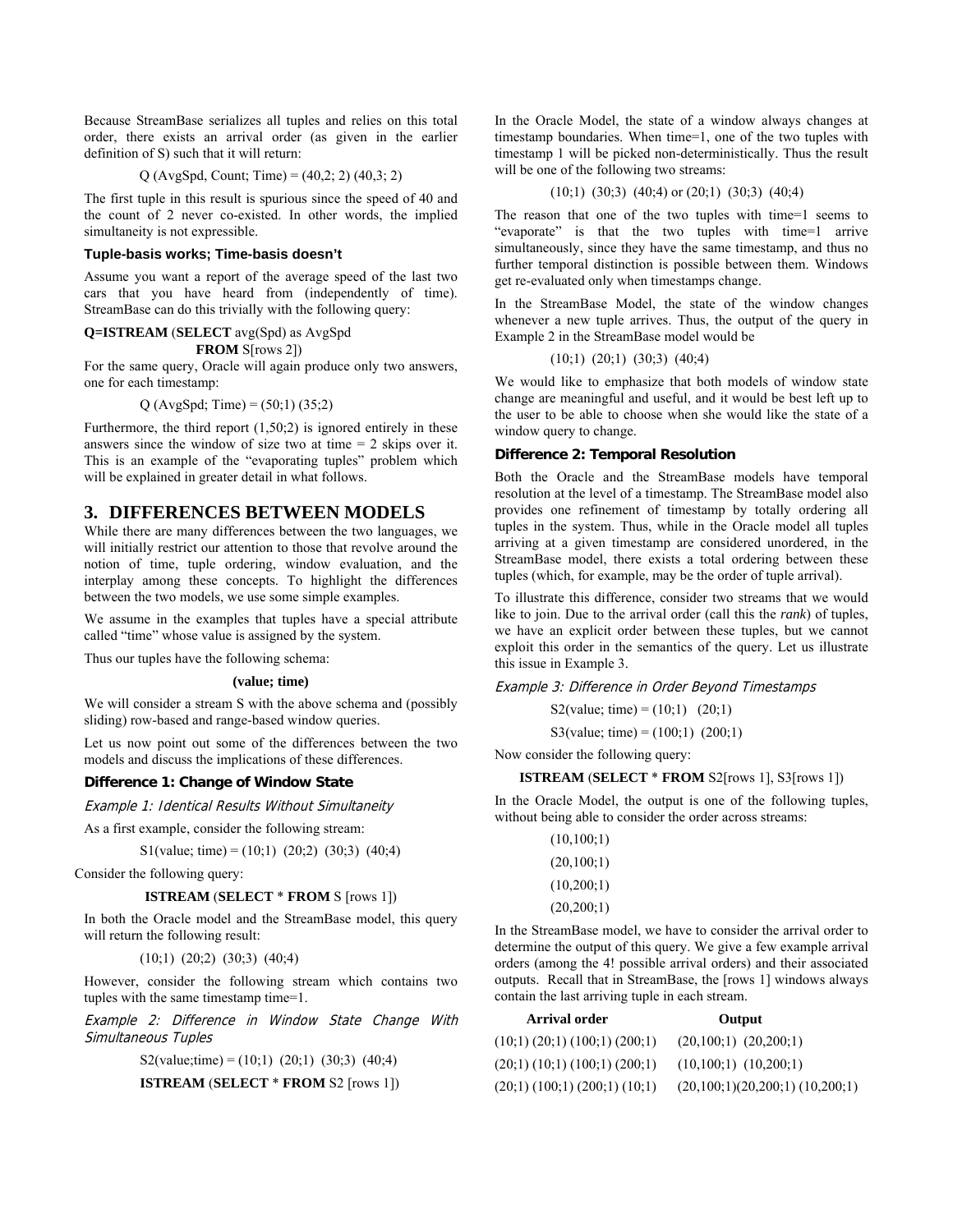Because StreamBase serializes all tuples and relies on this total order, there exists an arrival order (as given in the earlier definition of S) such that it will return:

Q (AvgSpd, Count; Time) = (40,2; 2) (40,3; 2)

The first tuple in this result is spurious since the speed of 40 and the count of 2 never co-existed. In other words, the implied simultaneity is not expressible.

**Tuple-basis works; Time-basis doesn't**

Assume you want a report of the average speed of the last two cars that you have heard from (independently of time). StreamBase can do this trivially with the following query:

**Q=ISTREAM** (**SELECT** avg(Spd) as AvgSpd
**FROM** S[rows 2])

For the same query, Oracle will again produce only two answers, one for each timestamp:

Q (AvgSpd; Time) = (50;1) (35;2)

Furthermore, the third report (1,50;2) is ignored entirely in these answers since the window of size two at time = 2 skips over it. This is an example of the "evaporating tuples" problem which will be explained in greater detail in what follows.

## 3. DIFFERENCES BETWEEN MODELS

While there are many differences between the two languages, we will initially restrict our attention to those that revolve around the notion of time, tuple ordering, window evaluation, and the interplay among these concepts. To highlight the differences between the two models, we use some simple examples.

We assume in the examples that tuples have a special attribute called "time" whose value is assigned by the system.

Thus our tuples have the following schema:

**(value; time)**

We will consider a stream S with the above schema and (possibly sliding) row-based and range-based window queries.

Let us now point out some of the differences between the two models and discuss the implications of these differences.

### Difference 1: Change of Window State

*Example 1: Identical Results Without Simultaneity*

As a first example, consider the following stream:

S1(value; time) = (10;1) (20;2) (30;3) (40;4)

Consider the following query:

**ISTREAM** (**SELECT** * **FROM** S [rows 1])

In both the Oracle model and the StreamBase model, this query will return the following result:

(10;1) (20;2) (30;3) (40;4)

However, consider the following stream which contains two tuples with the same timestamp time=1.

*Example 2: Difference in Window State Change With Simultaneous Tuples*

S2(value;time) = (10;1) (20;1) (30;3) (40;4)

**ISTREAM** (**SELECT** * **FROM** S2 [rows 1])

In the Oracle Model, the state of a window always changes at timestamp boundaries. When time=1, one of the two tuples with timestamp 1 will be picked non-deterministically. Thus the result will be one of the following two streams:

(10;1) (30;3) (40;4) or (20;1) (30;3) (40;4)

The reason that one of the two tuples with time=1 seems to "evaporate" is that the two tuples with time=1 arrive simultaneously, since they have the same timestamp, and thus no further temporal distinction is possible between them. Windows get re-evaluated only when timestamps change.

In the StreamBase Model, the state of the window changes whenever a new tuple arrives. Thus, the output of the query in Example 2 in the StreamBase model would be

(10;1) (20;1) (30;3) (40;4)

We would like to emphasize that both models of window state change are meaningful and useful, and it would be best left up to the user to be able to choose when she would like the state of a window query to change.

### Difference 2: Temporal Resolution

Both the Oracle and the StreamBase models have temporal resolution at the level of a timestamp. The StreamBase model also provides one refinement of timestamp by totally ordering all tuples in the system. Thus, while in the Oracle model all tuples arriving at a given timestamp are considered unordered, in the StreamBase model, there exists a total ordering between these tuples (which, for example, may be the order of tuple arrival).

To illustrate this difference, consider two streams that we would like to join. Due to the arrival order (call this the *rank*) of tuples, we have an explicit order between these tuples, but we cannot exploit this order in the semantics of the query. Let us illustrate this issue in Example 3.

*Example 3: Difference in Order Beyond Timestamps*

S2(value; time) = (10;1) (20;1)

S3(value; time) = (100;1) (200;1)

Now consider the following query:

**ISTREAM** (**SELECT** * **FROM** S2[rows 1], S3[rows 1])

In the Oracle Model, the output is one of the following tuples, without being able to consider the order across streams:

(10,100;1)

(20,100;1)

(10,200;1)

(20,200;1)

In the StreamBase model, we have to consider the arrival order to determine the output of this query. We give a few example arrival orders (among the 4! possible arrival orders) and their associated outputs. Recall that in StreamBase, the [rows 1] windows always contain the last arriving tuple in each stream.

| Arrival order | Output |
|---|---|
| (10;1) (20;1) (100;1) (200;1) | (20,100;1) (20,200;1) |
| (20;1) (10;1) (100;1) (200;1) | (10,100;1) (10,200;1) |
| (20;1) (100;1) (200;1) (10;1) | (20,100;1)(20,200;1) (10,200;1) |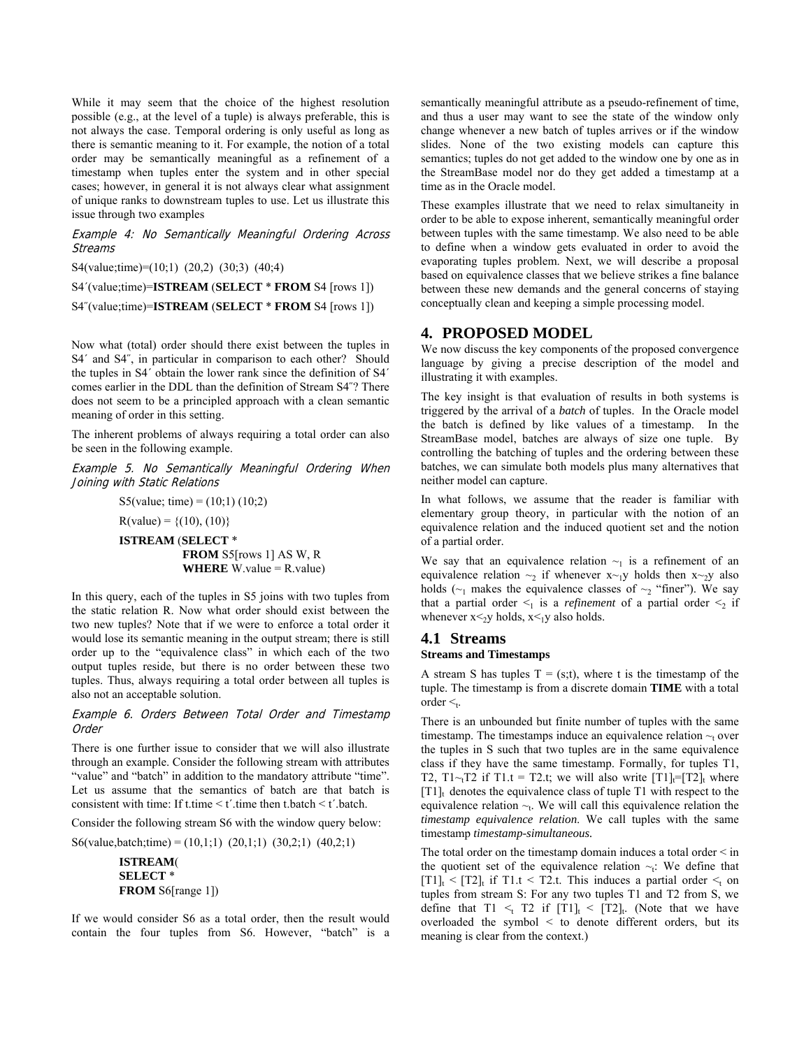While it may seem that the choice of the highest resolution possible (e.g., at the level of a tuple) is always preferable, this is not always the case. Temporal ordering is only useful as long as there is semantic meaning to it. For example, the notion of a total order may be semantically meaningful as a refinement of a timestamp when tuples enter the system and in other special cases; however, in general it is not always clear what assignment of unique ranks to downstream tuples to use. Let us illustrate this issue through two examples

*Example 4: No Semantically Meaningful Ordering Across Streams*

S4(value;time)=(10;1) (20,2) (30;3) (40;4)

S4´(value;time)=**ISTREAM** (**SELECT** * **FROM** S4 [rows 1])

S4″(value;time)=**ISTREAM** (**SELECT** * **FROM** S4 [rows 1])

Now what (total) order should there exist between the tuples in S4´ and S4″, in particular in comparison to each other? Should the tuples in S4´ obtain the lower rank since the definition of S4´ comes earlier in the DDL than the definition of Stream S4″? There does not seem to be a principled approach with a clean semantic meaning of order in this setting.

The inherent problems of always requiring a total order can also be seen in the following example.

*Example 5. No Semantically Meaningful Ordering When Joining with Static Relations*

S5(value; time) = (10;1) (10;2)

R(value) = {(10), (10)}

**ISTREAM** (**SELECT** *
**FROM** S5[rows 1] AS W, R
**WHERE** W.value = R.value)

In this query, each of the tuples in S5 joins with two tuples from the static relation R. Now what order should exist between the two new tuples? Note that if we were to enforce a total order it would lose its semantic meaning in the output stream; there is still order up to the "equivalence class" in which each of the two output tuples reside, but there is no order between these two tuples. Thus, always requiring a total order between all tuples is also not an acceptable solution.

*Example 6. Orders Between Total Order and Timestamp Order*

There is one further issue to consider that we will also illustrate through an example. Consider the following stream with attributes "value" and "batch" in addition to the mandatory attribute "time". Let us assume that the semantics of batch are that batch is consistent with time: If t.time < t´.time then t.batch < t´.batch.

Consider the following stream S6 with the window query below:

S6(value,batch;time) = (10,1;1) (20,1;1) (30,2;1) (40,2;1)

**ISTREAM**(
**SELECT** *
**FROM** S6[range 1])

If we would consider S6 as a total order, then the result would contain the four tuples from S6. However, "batch" is a semantically meaningful attribute as a pseudo-refinement of time, and thus a user may want to see the state of the window only change whenever a new batch of tuples arrives or if the window slides. None of the two existing models can capture this semantics; tuples do not get added to the window one by one as in the StreamBase model nor do they get added a timestamp at a time as in the Oracle model.

These examples illustrate that we need to relax simultaneity in order to be able to expose inherent, semantically meaningful order between tuples with the same timestamp. We also need to be able to define when a window gets evaluated in order to avoid the evaporating tuples problem. Next, we will describe a proposal based on equivalence classes that we believe strikes a fine balance between these new demands and the general concerns of staying conceptually clean and keeping a simple processing model.

# 4. PROPOSED MODEL

We now discuss the key components of the proposed convergence language by giving a precise description of the model and illustrating it with examples.

The key insight is that evaluation of results in both systems is triggered by the arrival of a *batch* of tuples. In the Oracle model the batch is defined by like values of a timestamp. In the StreamBase model, batches are always of size one tuple. By controlling the batching of tuples and the ordering between these batches, we can simulate both models plus many alternatives that neither model can capture.

In what follows, we assume that the reader is familiar with elementary group theory, in particular with the notion of an equivalence relation and the induced quotient set and the notion of a partial order.

We say that an equivalence relation $\sim_1$ is a refinement of an equivalence relation $\sim_2$ if whenever $x\sim_1 y$ holds then $x\sim_2 y$ also holds ($\sim_1$ makes the equivalence classes of $\sim_2$ "finer"). We say that a partial order $<_1$ is a *refinement* of a partial order $<_2$ if whenever $x<_2 y$ holds, $x<_1 y$ also holds.

## 4.1 Streams

**Streams and Timestamps**

A stream S has tuples T = (s;t), where t is the timestamp of the tuple. The timestamp is from a discrete domain **TIME** with a total order $<_t$.

There is an unbounded but finite number of tuples with the same timestamp. The timestamps induce an equivalence relation $\sim_t$ over the tuples in S such that two tuples are in the same equivalence class if they have the same timestamp. Formally, for tuples T1, T2, $T1\sim_t T2$ if T1.t = T2.t; we will also write $[T1]_t=[T2]_t$ where $[T1]_t$ denotes the equivalence class of tuple T1 with respect to the equivalence relation $\sim_t$. We will call this equivalence relation the *timestamp equivalence relation.* We call tuples with the same timestamp *timestamp-simultaneous.*

The total order on the timestamp domain induces a total order < in the quotient set of the equivalence relation $\sim_t$: We define that $[T1]_t < [T2]_t$ if T1.t < T2.t. This induces a partial order $<_t$ on tuples from stream S: For any two tuples T1 and T2 from S, we define that $T1 <_t T2$ if $[T1]_t < [T2]_t$. (Note that we have overloaded the symbol < to denote different orders, but its meaning is clear from the context.)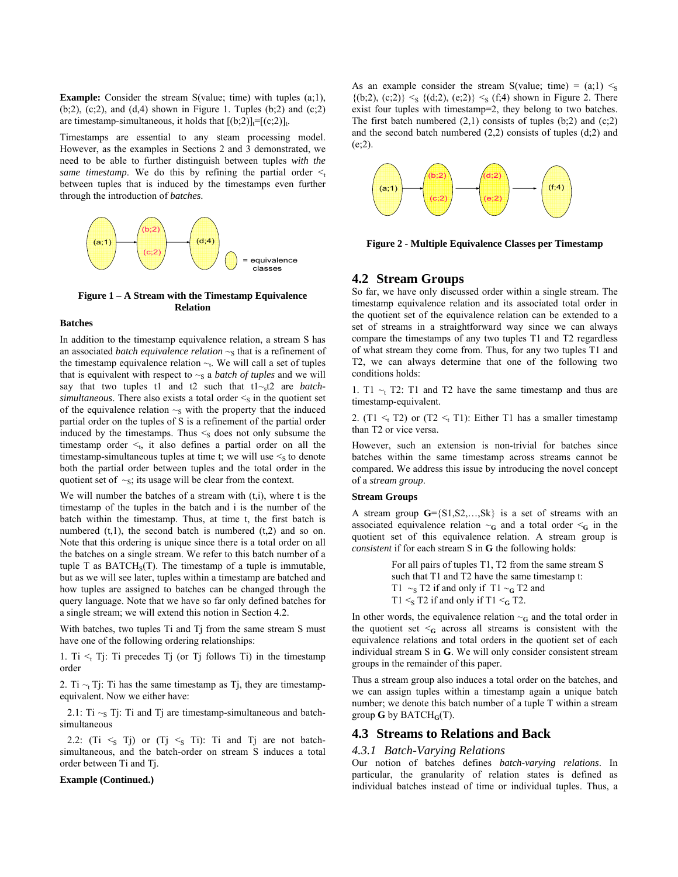**Example:** Consider the stream S(value; time) with tuples (a;1), (b;2), (c;2), and (d,4) shown in Figure 1. Tuples (b;2) and (c;2) are timestamp-simultaneous, it holds that $[(b;2)]_t=[(c;2)]_t$.

Timestamps are essential to any steam processing model. However, as the examples in Sections 2 and 3 demonstrated, we need to be able to further distinguish between tuples *with the same timestamp*. We do this by refining the partial order $<_t$ between tuples that is induced by the timestamps even further through the introduction of *batches*.

**Figure 1 – A Stream with the Timestamp Equivalence Relation**

**Batches**

In addition to the timestamp equivalence relation, a stream S has an associated *batch equivalence relation* $\sim_S$ that is a refinement of the timestamp equivalence relation $\sim_t$. We will call a set of tuples that is equivalent with respect to $\sim_S$ a *batch of tuples* and we will say that two tuples t1 and t2 such that $t1 \sim_S t2$ are *batch-simultaneous*. There also exists a total order $<_S$ in the quotient set of the equivalence relation $\sim_S$ with the property that the induced partial order on the tuples of S is a refinement of the partial order induced by the timestamps. Thus $<_S$ does not only subsume the timestamp order $<_t$, it also defines a partial order on all the timestamp-simultaneous tuples at time t; we will use $<_S$ to denote both the partial order between tuples and the total order in the quotient set of $\sim_S$; its usage will be clear from the context.

We will number the batches of a stream with (t,i), where t is the timestamp of the tuples in the batch and i is the number of the batch within the timestamp. Thus, at time t, the first batch is numbered (t,1), the second batch is numbered (t,2) and so on. Note that this ordering is unique since there is a total order on all the batches on a single stream. We refer to this batch number of a tuple T as $BATCH_S(T)$. The timestamp of a tuple is immutable, but as we will see later, tuples within a timestamp are batched and how tuples are assigned to batches can be changed through the query language. Note that we have so far only defined batches for a single stream; we will extend this notion in Section 4.2.

With batches, two tuples Ti and Tj from the same stream S must have one of the following ordering relationships:

1. $Ti <_t Tj$: Ti precedes Tj (or Tj follows Ti) in the timestamp order

2. $Ti \sim_t Tj$: Ti has the same timestamp as Tj, they are timestamp-equivalent. Now we either have:

  2.1: $Ti \sim_S Tj$: Ti and Tj are timestamp-simultaneous and batch-simultaneous

  2.2: ($Ti <_S Tj$) or ($Tj <_S Ti$): Ti and Tj are not batch-simultaneous, and the batch-order on stream S induces a total order between Ti and Tj.

**Example (Continued.)**

As an example consider the stream S(value; time) = $(a;1) <_S \{(b;2), (c;2)\} <_S \{(d;2), (e;2)\} <_S (f;4)$ shown in Figure 2. There exist four tuples with timestamp=2, they belong to two batches. The first batch numbered (2,1) consists of tuples (b;2) and (c;2) and the second batch numbered (2,2) consists of tuples (d;2) and (e;2).

**Figure 2 - Multiple Equivalence Classes per Timestamp**

## 4.2 Stream Groups

So far, we have only discussed order within a single stream. The timestamp equivalence relation and its associated total order in the quotient set of the equivalence relation can be extended to a set of streams in a straightforward way since we can always compare the timestamps of any two tuples T1 and T2 regardless of what stream they come from. Thus, for any two tuples T1 and T2, we can always determine that one of the following two conditions holds:

1. $T1 \sim_t T2$: T1 and T2 have the same timestamp and thus are timestamp-equivalent.

2. ($T1 <_t T2$) or ($T2 <_t T1$): Either T1 has a smaller timestamp than T2 or vice versa.

However, such an extension is non-trivial for batches since batches within the same timestamp across streams cannot be compared. We address this issue by introducing the novel concept of a *stream group*.

**Stream Groups**

A stream group **G**={S1,S2,…,Sk} is a set of streams with an associated equivalence relation $\sim_{\mathbf{G}}$ and a total order $<_{\mathbf{G}}$ in the quotient set of this equivalence relation. A stream group is *consistent* if for each stream S in **G** the following holds:

> For all pairs of tuples T1, T2 from the same stream S such that T1 and T2 have the same timestamp t:
> $T1 \sim_S T2$ if and only if $T1 \sim_{\mathbf{G}} T2$ and
> $T1 <_S T2$ if and only if $T1 <_{\mathbf{G}} T2$.

In other words, the equivalence relation $\sim_{\mathbf{G}}$ and the total order in the quotient set $<_{\mathbf{G}}$ across streams is consistent with the equivalence relations and total orders in the quotient set of each individual stream S in **G**. We will only consider consistent stream groups in the remainder of this paper.

Thus a stream group also induces a total order on the batches, and we can assign tuples within a timestamp again a unique batch number; we denote this batch number of a tuple T within a stream group **G** by $BATCH_{\mathbf{G}}(T)$.

## 4.3 Streams to Relations and Back

### 4.3.1 Batch-Varying Relations

Our notion of batches defines *batch-varying relations*. In particular, the granularity of relation states is defined as individual batches instead of time or individual tuples. Thus, a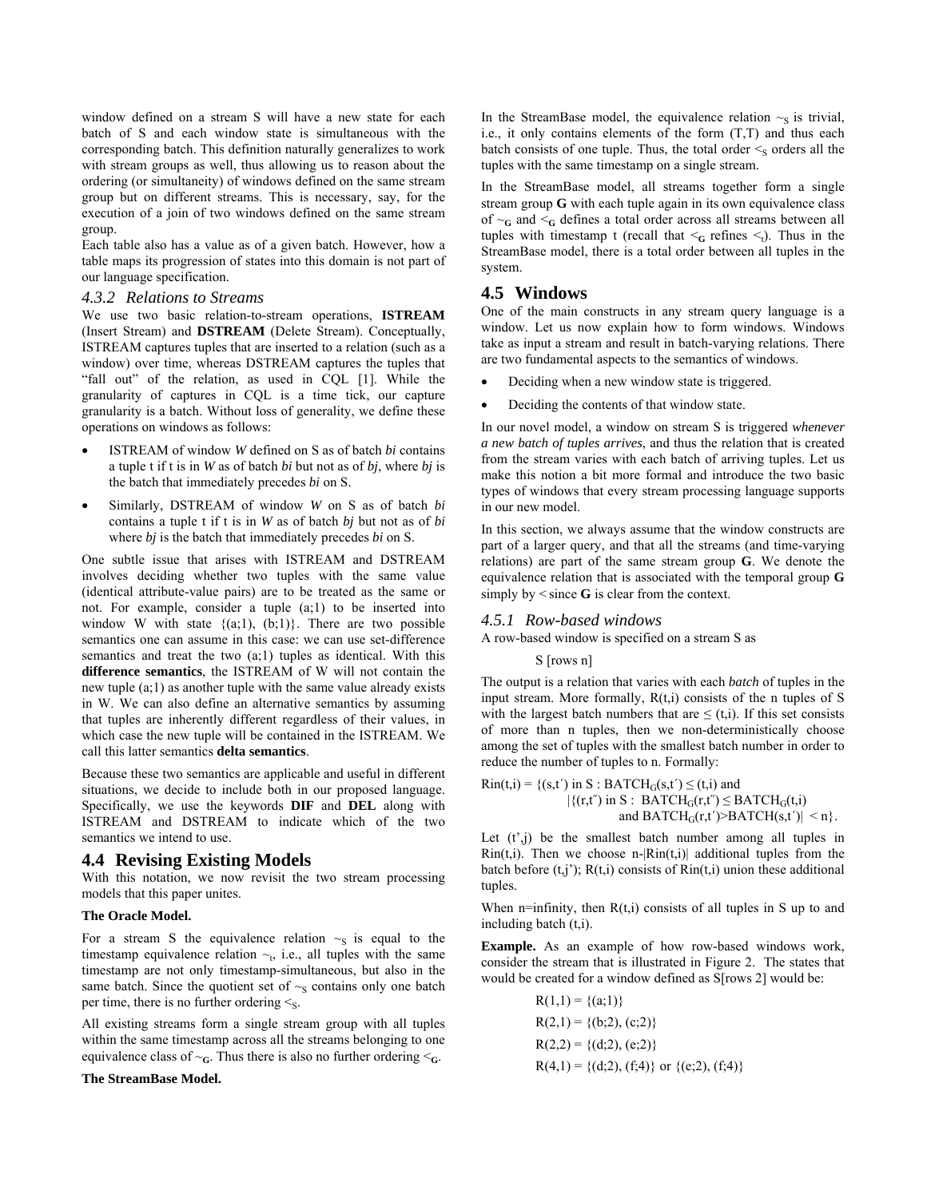window defined on a stream S will have a new state for each batch of S and each window state is simultaneous with the corresponding batch. This definition naturally generalizes to work with stream groups as well, thus allowing us to reason about the ordering (or simultaneity) of windows defined on the same stream group but on different streams. This is necessary, say, for the execution of a join of two windows defined on the same stream group.

Each table also has a value as of a given batch. However, how a table maps its progression of states into this domain is not part of our language specification.

### 4.3.2 Relations to Streams

We use two basic relation-to-stream operations, **ISTREAM** (Insert Stream) and **DSTREAM** (Delete Stream). Conceptually, ISTREAM captures tuples that are inserted to a relation (such as a window) over time, whereas DSTREAM captures the tuples that "fall out" of the relation, as used in CQL [1]. While the granularity of captures in CQL is a time tick, our capture granularity is a batch. Without loss of generality, we define these operations on windows as follows:

- ISTREAM of window *W* defined on S as of batch *bi* contains a tuple t if t is in *W* as of batch *bi* but not as of *bj*, where *bj* is the batch that immediately precedes *bi* on S.
- Similarly, DSTREAM of window *W* on S as of batch *bi* contains a tuple t if t is in *W* as of batch *bj* but not as of *bi* where *bj* is the batch that immediately precedes *bi* on S.

One subtle issue that arises with ISTREAM and DSTREAM involves deciding whether two tuples with the same value (identical attribute-value pairs) are to be treated as the same or not. For example, consider a tuple (a;1) to be inserted into window W with state {(a;1), (b;1)}. There are two possible semantics one can assume in this case: we can use set-difference semantics and treat the two (a;1) tuples as identical. With this **difference semantics**, the ISTREAM of W will not contain the new tuple (a;1) as another tuple with the same value already exists in W. We can also define an alternative semantics by assuming that tuples are inherently different regardless of their values, in which case the new tuple will be contained in the ISTREAM. We call this latter semantics **delta semantics**.

Because these two semantics are applicable and useful in different situations, we decide to include both in our proposed language. Specifically, we use the keywords **DIF** and **DEL** along with ISTREAM and DSTREAM to indicate which of the two semantics we intend to use.

## 4.4 Revising Existing Models

With this notation, we now revisit the two stream processing models that this paper unites.

**The Oracle Model.**

For a stream S the equivalence relation $\sim_S$ is equal to the timestamp equivalence relation $\sim_t$, i.e., all tuples with the same timestamp are not only timestamp-simultaneous, but also in the same batch. Since the quotient set of $\sim_S$ contains only one batch per time, there is no further ordering $<_S$.

All existing streams form a single stream group with all tuples within the same timestamp across all the streams belonging to one equivalence class of $\sim_\mathbf{G}$. Thus there is also no further ordering $<_\mathbf{G}$.

**The StreamBase Model.**

In the StreamBase model, the equivalence relation $\sim_S$ is trivial, i.e., it only contains elements of the form (T,T) and thus each batch consists of one tuple. Thus, the total order $<_S$ orders all the tuples with the same timestamp on a single stream.

In the StreamBase model, all streams together form a single stream group **G** with each tuple again in its own equivalence class of $\sim_\mathbf{G}$ and $<_\mathbf{G}$ defines a total order across all streams between all tuples with timestamp t (recall that $<_\mathbf{G}$ refines $<_t$). Thus in the StreamBase model, there is a total order between all tuples in the system.

## 4.5 Windows

One of the main constructs in any stream query language is a window. Let us now explain how to form windows. Windows take as input a stream and result in batch-varying relations. There are two fundamental aspects to the semantics of windows.

- Deciding when a new window state is triggered.
- Deciding the contents of that window state.

In our novel model, a window on stream S is triggered *whenever a new batch of tuples arrives*, and thus the relation that is created from the stream varies with each batch of arriving tuples. Let us make this notion a bit more formal and introduce the two basic types of windows that every stream processing language supports in our new model.

In this section, we always assume that the window constructs are part of a larger query, and that all the streams (and time-varying relations) are part of the same stream group **G**. We denote the equivalence relation that is associated with the temporal group **G** simply by < since **G** is clear from the context.

### 4.5.1 Row-based windows

A row-based window is specified on a stream S as

S [rows n]

The output is a relation that varies with each *batch* of tuples in the input stream. More formally, R(t,i) consists of the n tuples of S with the largest batch numbers that are ≤ (t,i). If this set consists of more than n tuples, then we non-deterministically choose among the set of tuples with the smallest batch number in order to reduce the number of tuples to n. Formally:

$$\mathrm{Rin}(t,i) = \{(s,t') \text{ in S} : \mathrm{BATCH}_G(s,t') \le (t,i) \text{ and } |\{(r,t'') \text{ in S} : \mathrm{BATCH}_G(r,t'') \le \mathrm{BATCH}_G(t,i) \text{ and } \mathrm{BATCH}_G(r,t') > \mathrm{BATCH}(s,t')| < n\}.$$

Let (t',j) be the smallest batch number among all tuples in Rin(t,i). Then we choose n-|Rin(t,i)| additional tuples from the batch before (t,j'); R(t,i) consists of Rin(t,i) union these additional tuples.

When n=infinity, then R(t,i) consists of all tuples in S up to and including batch (t,i).

**Example.** As an example of how row-based windows work, consider the stream that is illustrated in Figure 2. The states that would be created for a window defined as S[rows 2] would be:

R(1,1) = {(a;1)}

R(2,1) = {(b;2), (c;2)}

R(2,2) = {(d;2), (e;2)}

R(4,1) = {(d;2), (f;4)} or {(e;2), (f;4)}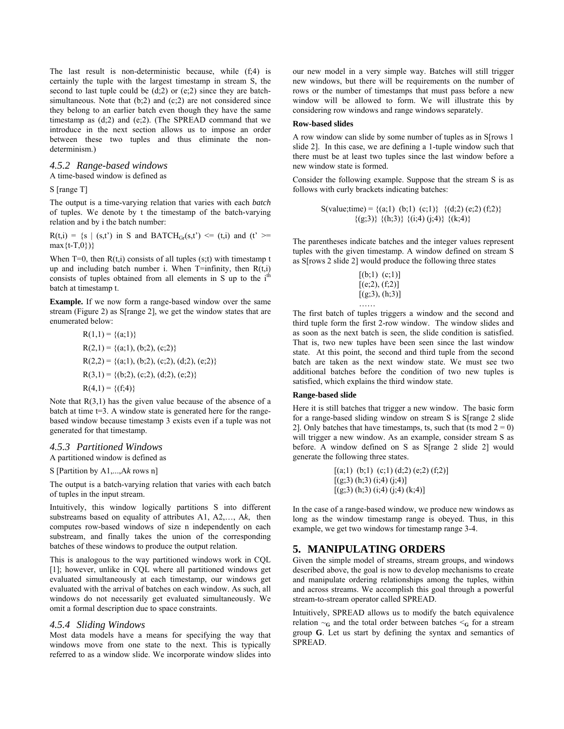The last result is non-deterministic because, while (f;4) is certainly the tuple with the largest timestamp in stream S, the second to last tuple could be (d;2) or (e;2) since they are batch-simultaneous. Note that (b;2) and (c;2) are not considered since they belong to an earlier batch even though they have the same timestamp as (d;2) and (e;2). (The SPREAD command that we introduce in the next section allows us to impose an order between these two tuples and thus eliminate the non-determinism.)

### *4.5.2 Range-based windows*

A time-based window is defined as

S [range T]

The output is a time-varying relation that varies with each *batch* of tuples. We denote by t the timestamp of the batch-varying relation and by i the batch number:

$R(t,i) = \{s \mid (s,t')$ in S and $BATCH_{Gr}(s,t') <= (t,i)$ and $(t' >= \max\{t\text{-}T,0\})\}$

When T=0, then R(t,i) consists of all tuples (s;t) with timestamp t up and including batch number i. When T=infinity, then R(t,i) consists of tuples obtained from all elements in S up to the $i^{th}$ batch at timestamp t.

**Example.** If we now form a range-based window over the same stream (Figure 2) as S[range 2], we get the window states that are enumerated below:

R(1,1) = {(a;1)}

R(2,1) = {(a;1), (b;2), (c;2)}

R(2,2) = {(a;1), (b;2), (c;2), (d;2), (e;2)}

R(3,1) = {(b;2), (c;2), (d;2), (e;2)}

R(4,1) = {(f;4)}

Note that R(3,1) has the given value because of the absence of a batch at time t=3. A window state is generated here for the range-based window because timestamp 3 exists even if a tuple was not generated for that timestamp.

### *4.5.3 Partitioned Windows*

A partitioned window is defined as

S [Partition by A1,...,A*k* rows n]

The output is a batch-varying relation that varies with each batch of tuples in the input stream.

Intuitively, this window logically partitions S into different substreams based on equality of attributes A1, A2,…, A*k*, then computes row-based windows of size n independently on each substream, and finally takes the union of the corresponding batches of these windows to produce the output relation.

This is analogous to the way partitioned windows work in CQL [1]; however, unlike in CQL where all partitioned windows get evaluated simultaneously at each timestamp, our windows get evaluated with the arrival of batches on each window. As such, all windows do not necessarily get evaluated simultaneously. We omit a formal description due to space constraints.

### *4.5.4 Sliding Windows*

Most data models have a means for specifying the way that windows move from one state to the next. This is typically referred to as a window slide. We incorporate window slides into our new model in a very simple way. Batches will still trigger new windows, but there will be requirements on the number of rows or the number of timestamps that must pass before a new window will be allowed to form. We will illustrate this by considering row windows and range windows separately.

**Row-based slides**

A row window can slide by some number of tuples as in S[rows 1 slide 2]. In this case, we are defining a 1-tuple window such that there must be at least two tuples since the last window before a new window state is formed.

Consider the following example. Suppose that the stream S is as follows with curly brackets indicating batches:

S(value;time) = {(a;1) (b;1) (c;1)} {(d;2) (e;2) (f;2)} {(g;3)} {(h;3)} {(i;4) (j;4)} {(k;4)}

The parentheses indicate batches and the integer values represent tuples with the given timestamp. A window defined on stream S as S[rows 2 slide 2] would produce the following three states

[(b;1) (c;1)]
[(e;2), (f;2)]
[(g;3), (h;3)]
……

The first batch of tuples triggers a window and the second and third tuple form the first 2-row window. The window slides and as soon as the next batch is seen, the slide condition is satisfied. That is, two new tuples have been seen since the last window state. At this point, the second and third tuple from the second batch are taken as the next window state. We must see two additional batches before the condition of two new tuples is satisfied, which explains the third window state.

**Range-based slide**

Here it is still batches that trigger a new window. The basic form for a range-based sliding window on stream S is S[range 2 slide 2]. Only batches that have timestamps, ts, such that (ts mod 2 = 0) will trigger a new window. As an example, consider stream S as before. A window defined on S as S[range 2 slide 2] would generate the following three states.

[(a;1) (b;1) (c;1) (d;2) (e;2) (f;2)]
[(g;3) (h;3) (i;4) (j;4)]
[(g;3) (h;3) (i;4) (j;4) (k;4)]

In the case of a range-based window, we produce new windows as long as the window timestamp range is obeyed. Thus, in this example, we get two windows for timestamp range 3-4.

## 5. MANIPULATING ORDERS

Given the simple model of streams, stream groups, and windows described above, the goal is now to develop mechanisms to create and manipulate ordering relationships among the tuples, within and across streams. We accomplish this goal through a powerful stream-to-stream operator called SPREAD.

Intuitively, SPREAD allows us to modify the batch equivalence relation $\sim_{\mathbf{G}}$ and the total order between batches $<_{\mathbf{G}}$ for a stream group **G**. Let us start by defining the syntax and semantics of SPREAD.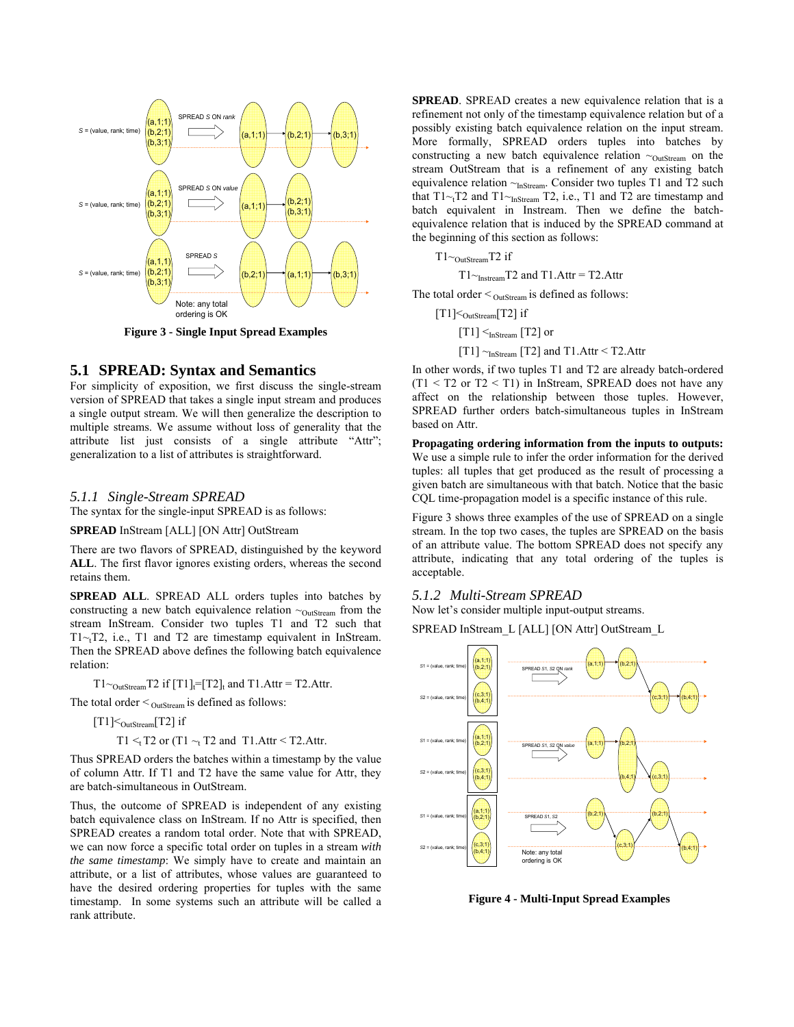Figure 3 - Single Input Spread Examples

## 5.1 SPREAD: Syntax and Semantics

For simplicity of exposition, we first discuss the single-stream version of SPREAD that takes a single input stream and produces a single output stream. We will then generalize the description to multiple streams. We assume without loss of generality that the attribute list just consists of a single attribute "Attr"; generalization to a list of attributes is straightforward.

### 5.1.1 Single-Stream SPREAD

The syntax for the single-input SPREAD is as follows:

**SPREAD** InStream [ALL] [ON Attr] OutStream

There are two flavors of SPREAD, distinguished by the keyword **ALL**. The first flavor ignores existing orders, whereas the second retains them.

**SPREAD ALL**. SPREAD ALL orders tuples into batches by constructing a new batch equivalence relation $\sim_{OutStream}$ from the stream InStream. Consider two tuples T1 and T2 such that $T1 \sim_t T2$, i.e., T1 and T2 are timestamp equivalent in InStream. Then the SPREAD above defines the following batch equivalence relation:

$T1 \sim_{OutStream} T2$ if $[T1]_t = [T2]_t$ and T1.Attr = T2.Attr.

The total order $<_{OutStream}$ is defined as follows:

$[T1] <_{OutStream} [T2]$ if

$T1 <_t T2$ or ($T1 \sim_t T2$ and T1.Attr < T2.Attr.

Thus SPREAD orders the batches within a timestamp by the value of column Attr. If T1 and T2 have the same value for Attr, they are batch-simultaneous in OutStream.

Thus, the outcome of SPREAD is independent of any existing batch equivalence class on InStream. If no Attr is specified, then SPREAD creates a random total order. Note that with SPREAD, we can now force a specific total order on tuples in a stream *with the same timestamp*: We simply have to create and maintain an attribute, or a list of attributes, whose values are guaranteed to have the desired ordering properties for tuples with the same timestamp. In some systems such an attribute will be called a rank attribute.

**SPREAD**. SPREAD creates a new equivalence relation that is a refinement not only of the timestamp equivalence relation but of a possibly existing batch equivalence relation on the input stream. More formally, SPREAD orders tuples into batches by constructing a new batch equivalence relation $\sim_{OutStream}$ on the stream OutStream that is a refinement of any existing batch equivalence relation $\sim_{InStream}$. Consider two tuples T1 and T2 such that $T1 \sim_t T2$ and $T1 \sim_{InStream} T2$, i.e., T1 and T2 are timestamp and batch equivalent in Instream. Then we define the batch-equivalence relation that is induced by the SPREAD command at the beginning of this section as follows:

$T1 \sim_{OutStream} T2$ if

$T1 \sim_{Instream} T2$ and T1.Attr = T2.Attr

The total order $<_{OutStream}$ is defined as follows:

$[T1] <_{OutStream} [T2]$ if

$[T1] <_{InStream} [T2]$ or

$[T1] \sim_{InStream} [T2]$ and T1.Attr < T2.Attr

In other words, if two tuples T1 and T2 are already batch-ordered (T1 < T2 or T2 < T1) in InStream, SPREAD does not have any affect on the relationship between those tuples. However, SPREAD further orders batch-simultaneous tuples in InStream based on Attr.

**Propagating ordering information from the inputs to outputs:** We use a simple rule to infer the order information for the derived tuples: all tuples that get produced as the result of processing a given batch are simultaneous with that batch. Notice that the basic CQL time-propagation model is a specific instance of this rule.

Figure 3 shows three examples of the use of SPREAD on a single stream. In the top two cases, the tuples are SPREAD on the basis of an attribute value. The bottom SPREAD does not specify any attribute, indicating that any total ordering of the tuples is acceptable.

### 5.1.2 Multi-Stream SPREAD

Now let's consider multiple input-output streams.

SPREAD InStream_L [ALL] [ON Attr] OutStream_L

Figure 4 - Multi-Input Spread Examples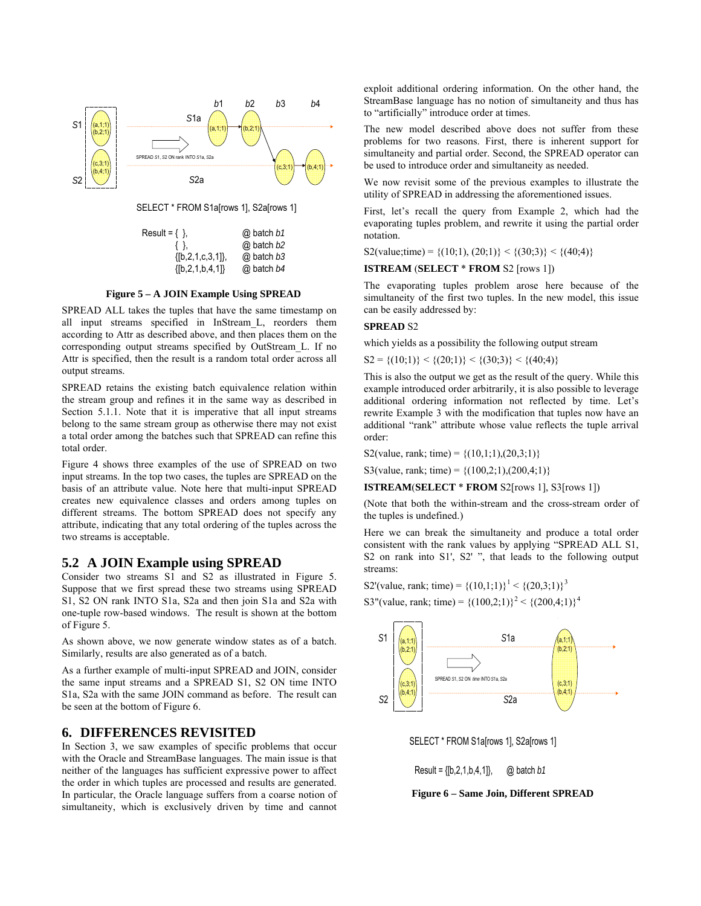SELECT * FROM S1a[rows 1], S2a[rows 1]

Result = { }, @ batch *b1*
{ }, @ batch *b2*
{[b,2,1,c,3,1]}, @ batch *b3*
{[b,2,1,b,4,1]} @ batch *b4*

**Figure 5 – A JOIN Example Using SPREAD**

SPREAD ALL takes the tuples that have the same timestamp on all input streams specified in InStream_L, reorders them according to Attr as described above, and then places them on the corresponding output streams specified by OutStream_L. If no Attr is specified, then the result is a random total order across all output streams.

SPREAD retains the existing batch equivalence relation within the stream group and refines it in the same way as described in Section 5.1.1. Note that it is imperative that all input streams belong to the same stream group as otherwise there may not exist a total order among the batches such that SPREAD can refine this total order.

Figure 4 shows three examples of the use of SPREAD on two input streams. In the top two cases, the tuples are SPREAD on the basis of an attribute value. Note here that multi-input SPREAD creates new equivalence classes and orders among tuples on different streams. The bottom SPREAD does not specify any attribute, indicating that any total ordering of the tuples across the two streams is acceptable.

## 5.2 A JOIN Example using SPREAD

Consider two streams S1 and S2 as illustrated in Figure 5. Suppose that we first spread these two streams using SPREAD S1, S2 ON rank INTO S1a, S2a and then join S1a and S2a with one-tuple row-based windows. The result is shown at the bottom of Figure 5.

As shown above, we now generate window states as of a batch. Similarly, results are also generated as of a batch.

As a further example of multi-input SPREAD and JOIN, consider the same input streams and a SPREAD S1, S2 ON time INTO S1a, S2a with the same JOIN command as before. The result can be seen at the bottom of Figure 6.

# 6. DIFFERENCES REVISITED

In Section 3, we saw examples of specific problems that occur with the Oracle and StreamBase languages. The main issue is that neither of the languages has sufficient expressive power to affect the order in which tuples are processed and results are generated. In particular, the Oracle language suffers from a coarse notion of simultaneity, which is exclusively driven by time and cannot exploit additional ordering information. On the other hand, the StreamBase language has no notion of simultaneity and thus has to "artificially" introduce order at times.

The new model described above does not suffer from these problems for two reasons. First, there is inherent support for simultaneity and partial order. Second, the SPREAD operator can be used to introduce order and simultaneity as needed.

We now revisit some of the previous examples to illustrate the utility of SPREAD in addressing the aforementioned issues.

First, let's recall the query from Example 2, which had the evaporating tuples problem, and rewrite it using the partial order notation.

S2(value;time) = {(10;1), (20;1)} < {(30;3)} < {(40;4)}

**ISTREAM** (**SELECT** * **FROM** S2 [rows 1])

The evaporating tuples problem arose here because of the simultaneity of the first two tuples. In the new model, this issue can be easily addressed by:

**SPREAD** S2

which yields as a possibility the following output stream

S2 = {(10;1)} < {(20;1)} < {(30;3)} < {(40;4)}

This is also the output we get as the result of the query. While this example introduced order arbitrarily, it is also possible to leverage additional ordering information not reflected by time. Let's rewrite Example 3 with the modification that tuples now have an additional "rank" attribute whose value reflects the tuple arrival order:

S2(value, rank; time) = {(10,1;1),(20,3;1)}

S3(value, rank; time) = {(100,2;1),(200,4;1)}

**ISTREAM**(**SELECT** * **FROM** S2[rows 1], S3[rows 1])

(Note that both the within-stream and the cross-stream order of the tuples is undefined.)

Here we can break the simultaneity and produce a total order consistent with the rank values by applying "SPREAD ALL S1, S2 on rank into S1', S2' ", that leads to the following output streams:

S2'(value, rank; time) = $\{(10,1;1)\}^1 < \{(20,3;1)\}^3$

S3"(value, rank; time) = $\{(100,2;1)\}^2 < \{(200,4;1)\}^4$

SELECT * FROM S1a[rows 1], S2a[rows 1]

Result = {[b,2,1,b,4,1]}, @ batch *b1*

**Figure 6 – Same Join, Different SPREAD**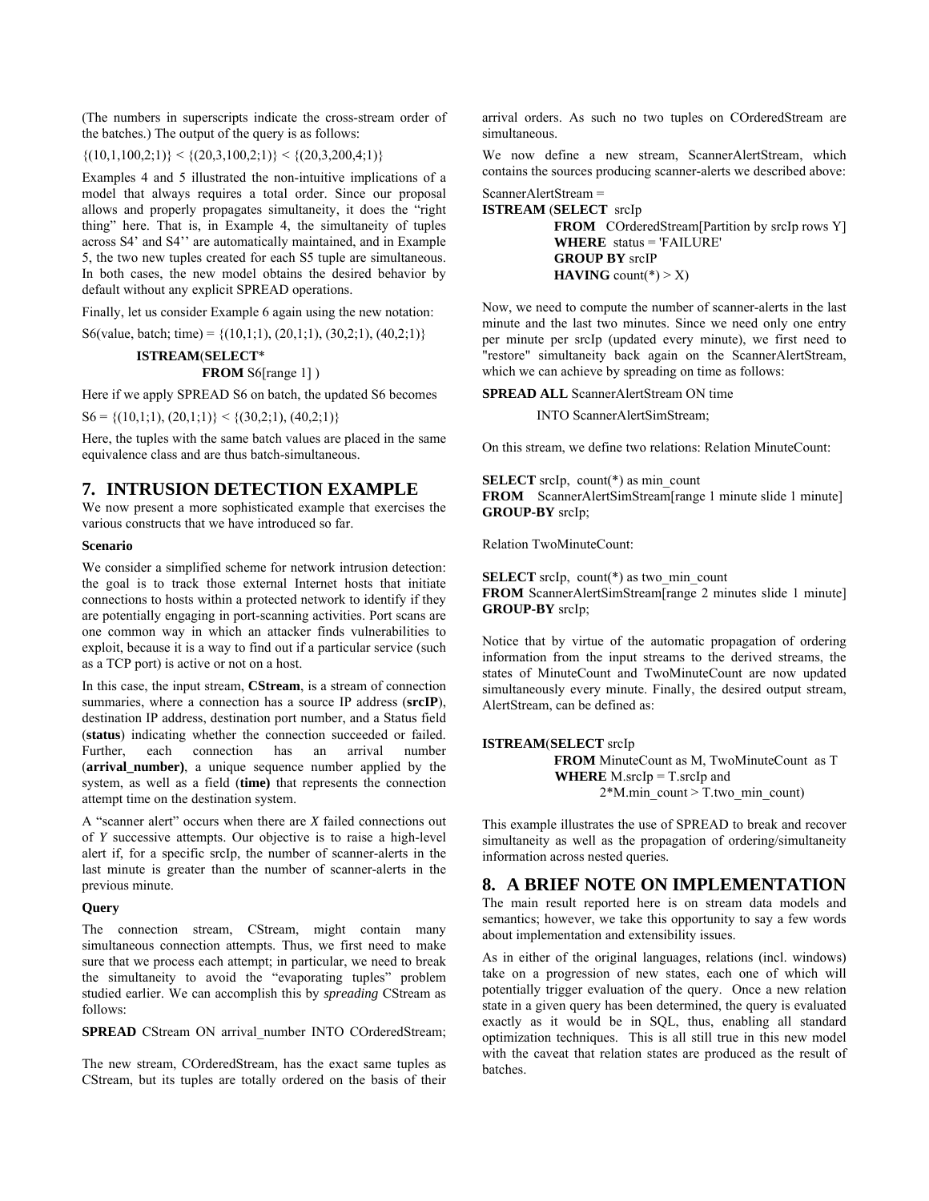(The numbers in superscripts indicate the cross-stream order of the batches.) The output of the query is as follows:

{(10,1,100,2;1)} < {(20,3,100,2;1)} < {(20,3,200,4;1)}

Examples 4 and 5 illustrated the non-intuitive implications of a model that always requires a total order. Since our proposal allows and properly propagates simultaneity, it does the "right thing" here. That is, in Example 4, the simultaneity of tuples across S4' and S4'' are automatically maintained, and in Example 5, the two new tuples created for each S5 tuple are simultaneous. In both cases, the new model obtains the desired behavior by default without any explicit SPREAD operations.

Finally, let us consider Example 6 again using the new notation:

S6(value, batch; time) = {(10,1;1), (20,1;1), (30,2;1), (40,2;1)}

```
ISTREAM(SELECT*
        FROM S6[range 1] )
```

Here if we apply SPREAD S6 on batch, the updated S6 becomes

S6 = {(10,1;1), (20,1;1)} < {(30,2;1), (40,2;1)}

Here, the tuples with the same batch values are placed in the same equivalence class and are thus batch-simultaneous.

## 7. INTRUSION DETECTION EXAMPLE

We now present a more sophisticated example that exercises the various constructs that we have introduced so far.

#### Scenario

We consider a simplified scheme for network intrusion detection: the goal is to track those external Internet hosts that initiate connections to hosts within a protected network to identify if they are potentially engaging in port-scanning activities. Port scans are one common way in which an attacker finds vulnerabilities to exploit, because it is a way to find out if a particular service (such as a TCP port) is active or not on a host.

In this case, the input stream, **CStream**, is a stream of connection summaries, where a connection has a source IP address (**srcIP**), destination IP address, destination port number, and a Status field (**status**) indicating whether the connection succeeded or failed. Further, each connection has an arrival number (**arrival_number)**, a unique sequence number applied by the system, as well as a field (**time)** that represents the connection attempt time on the destination system.

A "scanner alert" occurs when there are *X* failed connections out of *Y* successive attempts. Our objective is to raise a high-level alert if, for a specific srcIp, the number of scanner-alerts in the last minute is greater than the number of scanner-alerts in the previous minute.

#### Query

The connection stream, CStream, might contain many simultaneous connection attempts. Thus, we first need to make sure that we process each attempt; in particular, we need to break the simultaneity to avoid the "evaporating tuples" problem studied earlier. We can accomplish this by *spreading* CStream as follows:

```
SPREAD CStream ON arrival_number INTO COrderedStream;
```

The new stream, COrderedStream, has the exact same tuples as CStream, but its tuples are totally ordered on the basis of their arrival orders. As such no two tuples on COrderedStream are simultaneous.

We now define a new stream, ScannerAlertStream, which contains the sources producing scanner-alerts we described above:

```
ScannerAlertStream =
ISTREAM (SELECT  srcIp
         FROM  COrderedStream[Partition by srcIp rows Y]
         WHERE  status = 'FAILURE'
         GROUP BY srcIP
         HAVING count(*) > X)
```

Now, we need to compute the number of scanner-alerts in the last minute and the last two minutes. Since we need only one entry per minute per srcIp (updated every minute), we first need to "restore" simultaneity back again on the ScannerAlertStream, which we can achieve by spreading on time as follows:

```
SPREAD ALL ScannerAlertStream ON time
        INTO ScannerAlertSimStream;
```

On this stream, we define two relations: Relation MinuteCount:

```
SELECT srcIp,  count(*) as min_count
FROM   ScannerAlertSimStream[range 1 minute slide 1 minute]
GROUP-BY srcIp;
```

Relation TwoMinuteCount:

```
SELECT srcIp,  count(*) as two_min_count
FROM ScannerAlertSimStream[range 2 minutes slide 1 minute]
GROUP-BY srcIp;
```

Notice that by virtue of the automatic propagation of ordering information from the input streams to the derived streams, the states of MinuteCount and TwoMinuteCount are now updated simultaneously every minute. Finally, the desired output stream, AlertStream, can be defined as:

```
ISTREAM(SELECT srcIp
        FROM MinuteCount as M, TwoMinuteCount  as T
        WHERE M.srcIp = T.srcIp and
              2*M.min_count > T.two_min_count)
```

This example illustrates the use of SPREAD to break and recover simultaneity as well as the propagation of ordering/simultaneity information across nested queries.

## 8. A BRIEF NOTE ON IMPLEMENTATION

The main result reported here is on stream data models and semantics; however, we take this opportunity to say a few words about implementation and extensibility issues.

As in either of the original languages, relations (incl. windows) take on a progression of new states, each one of which will potentially trigger evaluation of the query. Once a new relation state in a given query has been determined, the query is evaluated exactly as it would be in SQL, thus, enabling all standard optimization techniques. This is all still true in this new model with the caveat that relation states are produced as the result of batches.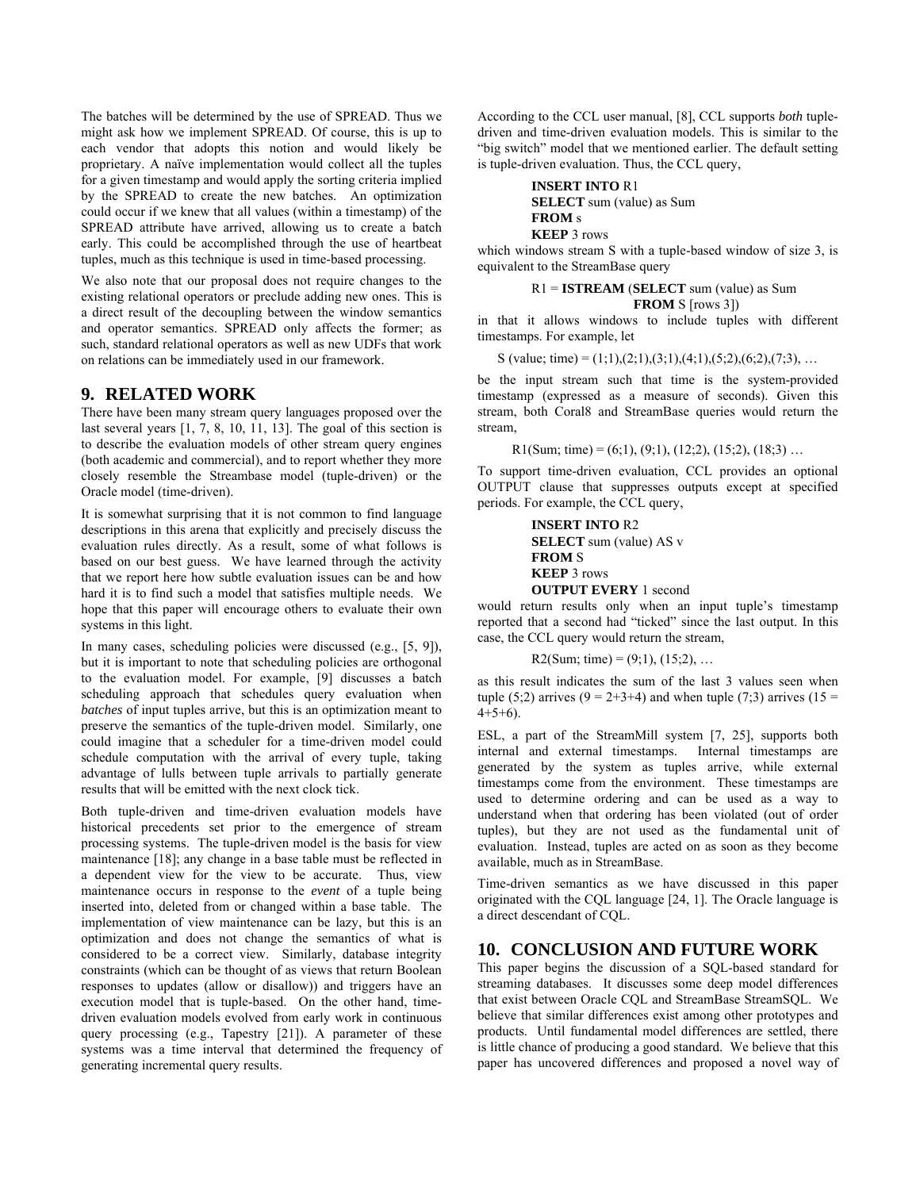The batches will be determined by the use of SPREAD. Thus we might ask how we implement SPREAD. Of course, this is up to each vendor that adopts this notion and would likely be proprietary. A naïve implementation would collect all the tuples for a given timestamp and would apply the sorting criteria implied by the SPREAD to create the new batches. An optimization could occur if we knew that all values (within a timestamp) of the SPREAD attribute have arrived, allowing us to create a batch early. This could be accomplished through the use of heartbeat tuples, much as this technique is used in time-based processing.

We also note that our proposal does not require changes to the existing relational operators or preclude adding new ones. This is a direct result of the decoupling between the window semantics and operator semantics. SPREAD only affects the former; as such, standard relational operators as well as new UDFs that work on relations can be immediately used in our framework.

## 9. RELATED WORK

There have been many stream query languages proposed over the last several years [1, 7, 8, 10, 11, 13]. The goal of this section is to describe the evaluation models of other stream query engines (both academic and commercial), and to report whether they more closely resemble the Streambase model (tuple-driven) or the Oracle model (time-driven).

It is somewhat surprising that it is not common to find language descriptions in this arena that explicitly and precisely discuss the evaluation rules directly. As a result, some of what follows is based on our best guess. We have learned through the activity that we report here how subtle evaluation issues can be and how hard it is to find such a model that satisfies multiple needs. We hope that this paper will encourage others to evaluate their own systems in this light.

In many cases, scheduling policies were discussed (e.g., [5, 9]), but it is important to note that scheduling policies are orthogonal to the evaluation model. For example, [9] discusses a batch scheduling approach that schedules query evaluation when *batches* of input tuples arrive, but this is an optimization meant to preserve the semantics of the tuple-driven model. Similarly, one could imagine that a scheduler for a time-driven model could schedule computation with the arrival of every tuple, taking advantage of lulls between tuple arrivals to partially generate results that will be emitted with the next clock tick.

Both tuple-driven and time-driven evaluation models have historical precedents set prior to the emergence of stream processing systems. The tuple-driven model is the basis for view maintenance [18]; any change in a base table must be reflected in a dependent view for the view to be accurate. Thus, view maintenance occurs in response to the *event* of a tuple being inserted into, deleted from or changed within a base table. The implementation of view maintenance can be lazy, but this is an optimization and does not change the semantics of what is considered to be a correct view. Similarly, database integrity constraints (which can be thought of as views that return Boolean responses to updates (allow or disallow)) and triggers have an execution model that is tuple-based. On the other hand, time-driven evaluation models evolved from early work in continuous query processing (e.g., Tapestry [21]). A parameter of these systems was a time interval that determined the frequency of generating incremental query results.

According to the CCL user manual, [8], CCL supports *both* tuple-driven and time-driven evaluation models. This is similar to the "big switch" model that we mentioned earlier. The default setting is tuple-driven evaluation. Thus, the CCL query,

> **INSERT INTO** R1
> **SELECT** sum (value) as Sum
> **FROM** s
> **KEEP** 3 rows

which windows stream S with a tuple-based window of size 3, is equivalent to the StreamBase query

> R1 = **ISTREAM** (**SELECT** sum (value) as Sum
> **FROM** S [rows 3])

in that it allows windows to include tuples with different timestamps. For example, let

S (value; time) = (1;1),(2;1),(3;1),(4;1),(5;2),(6;2),(7;3), …

be the input stream such that time is the system-provided timestamp (expressed as a measure of seconds). Given this stream, both Coral8 and StreamBase queries would return the stream,

R1(Sum; time) = (6;1), (9;1), (12;2), (15;2), (18;3) …

To support time-driven evaluation, CCL provides an optional OUTPUT clause that suppresses outputs except at specified periods. For example, the CCL query,

> **INSERT INTO** R2
> **SELECT** sum (value) AS v
> **FROM** S
> **KEEP** 3 rows
> **OUTPUT EVERY** 1 second

would return results only when an input tuple's timestamp reported that a second had "ticked" since the last output. In this case, the CCL query would return the stream,

R2(Sum; time) = (9;1), (15;2), …

as this result indicates the sum of the last 3 values seen when tuple (5;2) arrives (9 = 2+3+4) and when tuple (7;3) arrives (15 = 4+5+6).

ESL, a part of the StreamMill system [7, 25], supports both internal and external timestamps. Internal timestamps are generated by the system as tuples arrive, while external timestamps come from the environment. These timestamps are used to determine ordering and can be used as a way to understand when that ordering has been violated (out of order tuples), but they are not used as the fundamental unit of evaluation. Instead, tuples are acted on as soon as they become available, much as in StreamBase.

Time-driven semantics as we have discussed in this paper originated with the CQL language [24, 1]. The Oracle language is a direct descendant of CQL.

## 10. CONCLUSION AND FUTURE WORK

This paper begins the discussion of a SQL-based standard for streaming databases. It discusses some deep model differences that exist between Oracle CQL and StreamBase StreamSQL. We believe that similar differences exist among other prototypes and products. Until fundamental model differences are settled, there is little chance of producing a good standard. We believe that this paper has uncovered differences and proposed a novel way of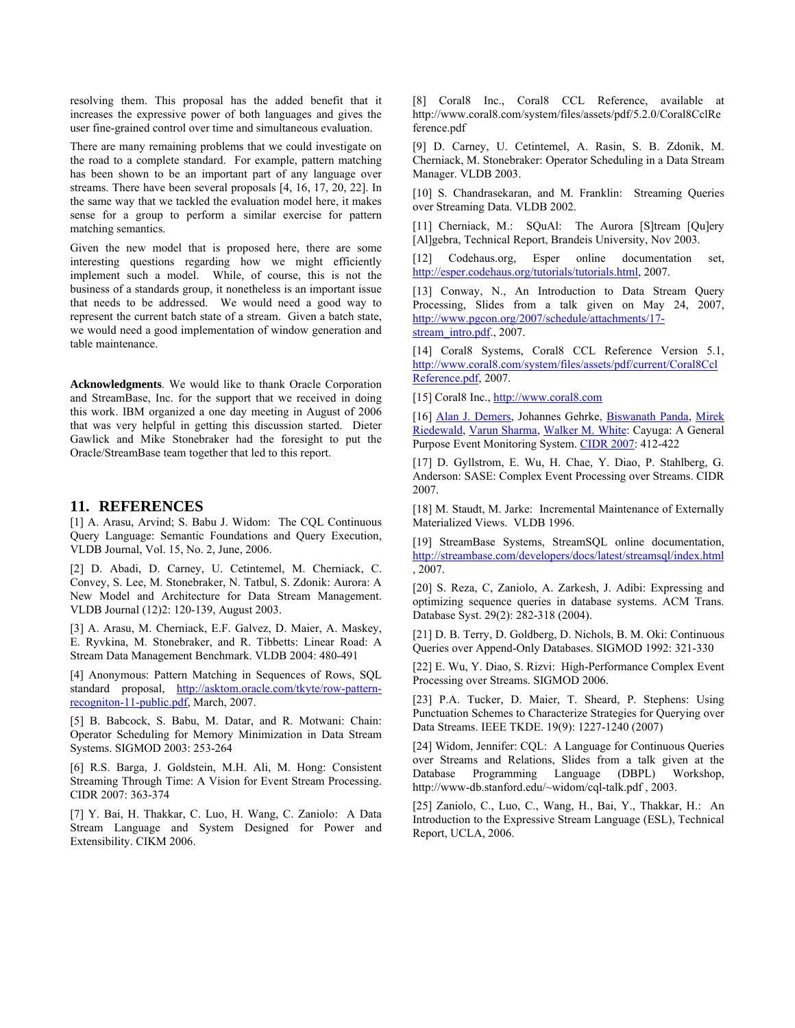resolving them. This proposal has the added benefit that it increases the expressive power of both languages and gives the user fine-grained control over time and simultaneous evaluation.

There are many remaining problems that we could investigate on the road to a complete standard. For example, pattern matching has been shown to be an important part of any language over streams. There have been several proposals [4, 16, 17, 20, 22]. In the same way that we tackled the evaluation model here, it makes sense for a group to perform a similar exercise for pattern matching semantics.

Given the new model that is proposed here, there are some interesting questions regarding how we might efficiently implement such a model. While, of course, this is not the business of a standards group, it nonetheless is an important issue that needs to be addressed. We would need a good way to represent the current batch state of a stream. Given a batch state, we would need a good implementation of window generation and table maintenance.

**Acknowledgments**. We would like to thank Oracle Corporation and StreamBase, Inc. for the support that we received in doing this work. IBM organized a one day meeting in August of 2006 that was very helpful in getting this discussion started. Dieter Gawlick and Mike Stonebraker had the foresight to put the Oracle/StreamBase team together that led to this report.

## 11. REFERENCES

[1] A. Arasu, Arvind; S. Babu J. Widom: The CQL Continuous Query Language: Semantic Foundations and Query Execution, VLDB Journal, Vol. 15, No. 2, June, 2006.

[2] D. Abadi, D. Carney, U. Cetintemel, M. Cherniack, C. Convey, S. Lee, M. Stonebraker, N. Tatbul, S. Zdonik: Aurora: A New Model and Architecture for Data Stream Management. VLDB Journal (12)2: 120-139, August 2003.

[3] A. Arasu, M. Cherniack, E.F. Galvez, D. Maier, A. Maskey, E. Ryvkina, M. Stonebraker, and R. Tibbetts: Linear Road: A Stream Data Management Benchmark. VLDB 2004: 480-491

[4] Anonymous: Pattern Matching in Sequences of Rows, SQL standard proposal, http://asktom.oracle.com/tkyte/row-pattern-recogniton-11-public.pdf, March, 2007.

[5] B. Babcock, S. Babu, M. Datar, and R. Motwani: Chain: Operator Scheduling for Memory Minimization in Data Stream Systems. SIGMOD 2003: 253-264

[6] R.S. Barga, J. Goldstein, M.H. Ali, M. Hong: Consistent Streaming Through Time: A Vision for Event Stream Processing. CIDR 2007: 363-374

[7] Y. Bai, H. Thakkar, C. Luo, H. Wang, C. Zaniolo: A Data Stream Language and System Designed for Power and Extensibility. CIKM 2006.

[8] Coral8 Inc., Coral8 CCL Reference, available at http://www.coral8.com/system/files/assets/pdf/5.2.0/Coral8CclReference.pdf

[9] D. Carney, U. Cetintemel, A. Rasin, S. B. Zdonik, M. Cherniack, M. Stonebraker: Operator Scheduling in a Data Stream Manager. VLDB 2003.

[10] S. Chandrasekaran, and M. Franklin: Streaming Queries over Streaming Data. VLDB 2002.

[11] Cherniack, M.: SQuAl: The Aurora [S]tream [Qu]ery [Al]gebra, Technical Report, Brandeis University, Nov 2003.

[12] Codehaus.org, Esper online documentation set, http://esper.codehaus.org/tutorials/tutorials.html, 2007.

[13] Conway, N., An Introduction to Data Stream Query Processing, Slides from a talk given on May 24, 2007, http://www.pgcon.org/2007/schedule/attachments/17-stream_intro.pdf., 2007.

[14] Coral8 Systems, Coral8 CCL Reference Version 5.1, http://www.coral8.com/system/files/assets/pdf/current/Coral8CclReference.pdf, 2007.

[15] Coral8 Inc., http://www.coral8.com

[16] Alan J. Demers, Johannes Gehrke, Biswanath Panda, Mirek Riedewald, Varun Sharma, Walker M. White: Cayuga: A General Purpose Event Monitoring System. CIDR 2007: 412-422

[17] D. Gyllstrom, E. Wu, H. Chae, Y. Diao, P. Stahlberg, G. Anderson: SASE: Complex Event Processing over Streams. CIDR 2007.

[18] M. Staudt, M. Jarke: Incremental Maintenance of Externally Materialized Views. VLDB 1996.

[19] StreamBase Systems, StreamSQL online documentation, http://streambase.com/developers/docs/latest/streamsql/index.html , 2007.

[20] S. Reza, C, Zaniolo, A. Zarkesh, J. Adibi: Expressing and optimizing sequence queries in database systems. ACM Trans. Database Syst. 29(2): 282-318 (2004).

[21] D. B. Terry, D. Goldberg, D. Nichols, B. M. Oki: Continuous Queries over Append-Only Databases. SIGMOD 1992: 321-330

[22] E. Wu, Y. Diao, S. Rizvi: High-Performance Complex Event Processing over Streams. SIGMOD 2006.

[23] P.A. Tucker, D. Maier, T. Sheard, P. Stephens: Using Punctuation Schemes to Characterize Strategies for Querying over Data Streams. IEEE TKDE. 19(9): 1227-1240 (2007)

[24] Widom, Jennifer: CQL: A Language for Continuous Queries over Streams and Relations, Slides from a talk given at the Database Programming Language (DBPL) Workshop, http://www-db.stanford.edu/~widom/cql-talk.pdf , 2003.

[25] Zaniolo, C., Luo, C., Wang, H., Bai, Y., Thakkar, H.: An Introduction to the Expressive Stream Language (ESL), Technical Report, UCLA, 2006.